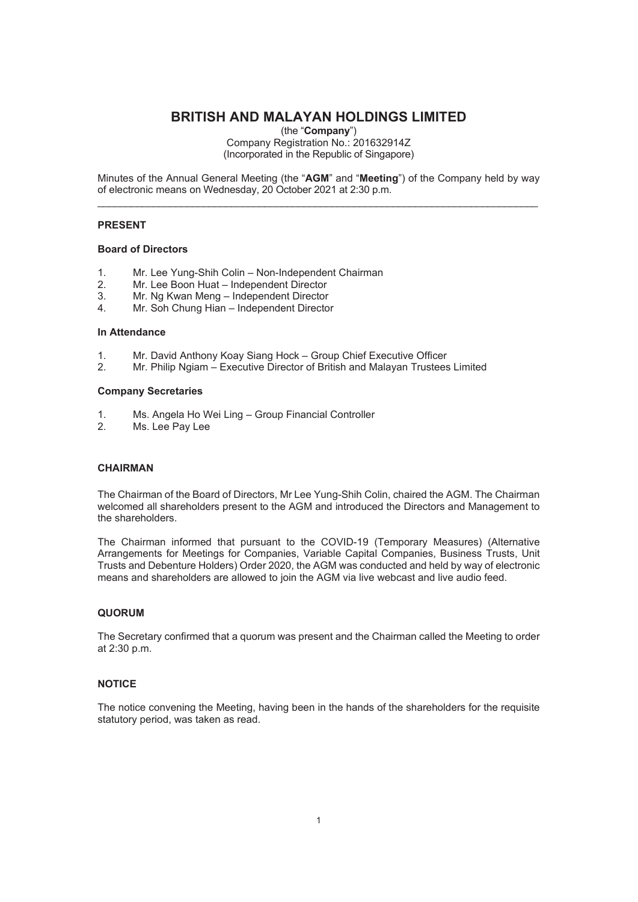# BRITISH AND MALAYAN HOLDINGS LIMITED

(the "**Company**")
Company Registration No.: 201632914Z
(Incorporated in the Republic of Singapore)

Minutes of the Annual General Meeting (the "**AGM**" and "**Meeting**") of the Company held by way of electronic means on Wednesday, 20 October 2021 at 2:30 p.m.

---

## PRESENT

### Board of Directors

1. Mr. Lee Yung-Shih Colin – Non-Independent Chairman
2. Mr. Lee Boon Huat – Independent Director
3. Mr. Ng Kwan Meng – Independent Director
4. Mr. Soh Chung Hian – Independent Director

### In Attendance

1. Mr. David Anthony Koay Siang Hock – Group Chief Executive Officer
2. Mr. Philip Ngiam – Executive Director of British and Malayan Trustees Limited

### Company Secretaries

1. Ms. Angela Ho Wei Ling – Group Financial Controller
2. Ms. Lee Pay Lee

## CHAIRMAN

The Chairman of the Board of Directors, Mr Lee Yung-Shih Colin, chaired the AGM. The Chairman welcomed all shareholders present to the AGM and introduced the Directors and Management to the shareholders.

The Chairman informed that pursuant to the COVID-19 (Temporary Measures) (Alternative Arrangements for Meetings for Companies, Variable Capital Companies, Business Trusts, Unit Trusts and Debenture Holders) Order 2020, the AGM was conducted and held by way of electronic means and shareholders are allowed to join the AGM via live webcast and live audio feed.

## QUORUM

The Secretary confirmed that a quorum was present and the Chairman called the Meeting to order at 2:30 p.m.

## NOTICE

The notice convening the Meeting, having been in the hands of the shareholders for the requisite statutory period, was taken as read.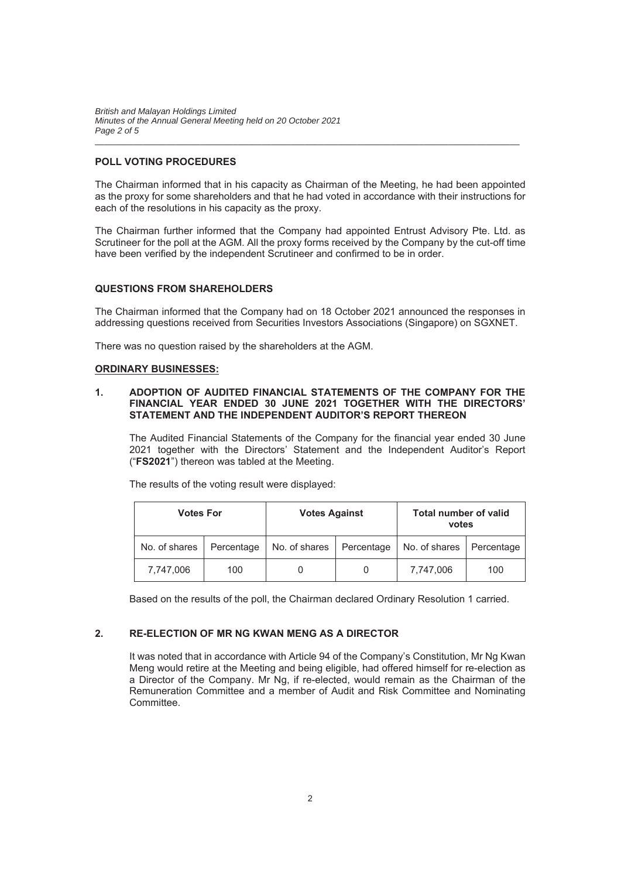**POLL VOTING PROCEDURES**

The Chairman informed that in his capacity as Chairman of the Meeting, he had been appointed as the proxy for some shareholders and that he had voted in accordance with their instructions for each of the resolutions in his capacity as the proxy.

The Chairman further informed that the Company had appointed Entrust Advisory Pte. Ltd. as Scrutineer for the poll at the AGM. All the proxy forms received by the Company by the cut-off time have been verified by the independent Scrutineer and confirmed to be in order.

**QUESTIONS FROM SHAREHOLDERS**

The Chairman informed that the Company had on 18 October 2021 announced the responses in addressing questions received from Securities Investors Associations (Singapore) on SGXNET.

There was no question raised by the shareholders at the AGM.

**ORDINARY BUSINESSES:**

**1. ADOPTION OF AUDITED FINANCIAL STATEMENTS OF THE COMPANY FOR THE FINANCIAL YEAR ENDED 30 JUNE 2021 TOGETHER WITH THE DIRECTORS' STATEMENT AND THE INDEPENDENT AUDITOR'S REPORT THEREON**

The Audited Financial Statements of the Company for the financial year ended 30 June 2021 together with the Directors' Statement and the Independent Auditor's Report ("**FS2021**") thereon was tabled at the Meeting.

The results of the voting result were displayed:

| Votes For | | Votes Against | | Total number of valid votes | |
|---|---|---|---|---|---|
| No. of shares | Percentage | No. of shares | Percentage | No. of shares | Percentage |
| 7,747,006 | 100 | 0 | 0 | 7,747,006 | 100 |

Based on the results of the poll, the Chairman declared Ordinary Resolution 1 carried.

**2. RE-ELECTION OF MR NG KWAN MENG AS A DIRECTOR**

It was noted that in accordance with Article 94 of the Company's Constitution, Mr Ng Kwan Meng would retire at the Meeting and being eligible, had offered himself for re-election as a Director of the Company. Mr Ng, if re-elected, would remain as the Chairman of the Remuneration Committee and a member of Audit and Risk Committee and Nominating Committee.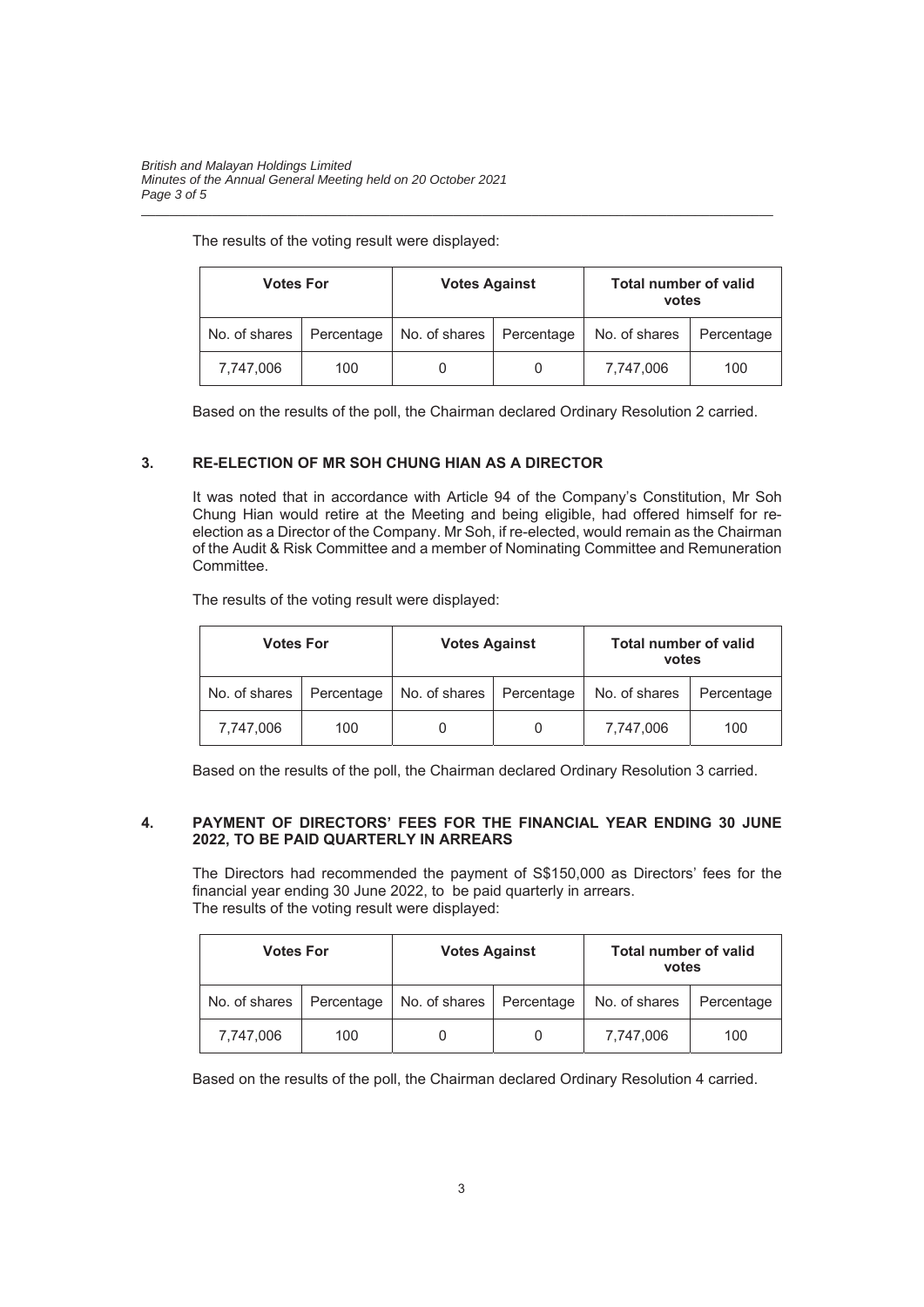The results of the voting result were displayed:

| Votes For | | Votes Against | | Total number of valid votes | |
|---|---|---|---|---|---|
| No. of shares | Percentage | No. of shares | Percentage | No. of shares | Percentage |
| 7,747,006 | 100 | 0 | 0 | 7,747,006 | 100 |

Based on the results of the poll, the Chairman declared Ordinary Resolution 2 carried.

### 3. RE-ELECTION OF MR SOH CHUNG HIAN AS A DIRECTOR

It was noted that in accordance with Article 94 of the Company's Constitution, Mr Soh Chung Hian would retire at the Meeting and being eligible, had offered himself for re-election as a Director of the Company. Mr Soh, if re-elected, would remain as the Chairman of the Audit & Risk Committee and a member of Nominating Committee and Remuneration Committee.

The results of the voting result were displayed:

| Votes For | | Votes Against | | Total number of valid votes | |
|---|---|---|---|---|---|
| No. of shares | Percentage | No. of shares | Percentage | No. of shares | Percentage |
| 7,747,006 | 100 | 0 | 0 | 7,747,006 | 100 |

Based on the results of the poll, the Chairman declared Ordinary Resolution 3 carried.

### 4. PAYMENT OF DIRECTORS' FEES FOR THE FINANCIAL YEAR ENDING 30 JUNE 2022, TO BE PAID QUARTERLY IN ARREARS

The Directors had recommended the payment of S$150,000 as Directors' fees for the financial year ending 30 June 2022, to be paid quarterly in arrears.
The results of the voting result were displayed:

| Votes For | | Votes Against | | Total number of valid votes | |
|---|---|---|---|---|---|
| No. of shares | Percentage | No. of shares | Percentage | No. of shares | Percentage |
| 7,747,006 | 100 | 0 | 0 | 7,747,006 | 100 |

Based on the results of the poll, the Chairman declared Ordinary Resolution 4 carried.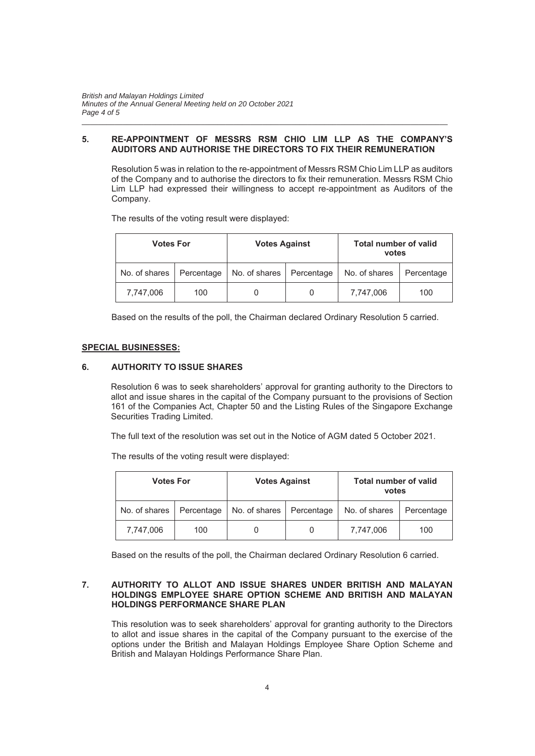## 5. RE-APPOINTMENT OF MESSRS RSM CHIO LIM LLP AS THE COMPANY'S AUDITORS AND AUTHORISE THE DIRECTORS TO FIX THEIR REMUNERATION

Resolution 5 was in relation to the re-appointment of Messrs RSM Chio Lim LLP as auditors of the Company and to authorise the directors to fix their remuneration. Messrs RSM Chio Lim LLP had expressed their willingness to accept re-appointment as Auditors of the Company.

The results of the voting result were displayed:

| Votes For | | Votes Against | | Total number of valid votes | |
|---|---|---|---|---|---|
| No. of shares | Percentage | No. of shares | Percentage | No. of shares | Percentage |
| 7,747,006 | 100 | 0 | 0 | 7,747,006 | 100 |

Based on the results of the poll, the Chairman declared Ordinary Resolution 5 carried.

**SPECIAL BUSINESSES:**

## 6. AUTHORITY TO ISSUE SHARES

Resolution 6 was to seek shareholders' approval for granting authority to the Directors to allot and issue shares in the capital of the Company pursuant to the provisions of Section 161 of the Companies Act, Chapter 50 and the Listing Rules of the Singapore Exchange Securities Trading Limited.

The full text of the resolution was set out in the Notice of AGM dated 5 October 2021.

The results of the voting result were displayed:

| Votes For | | Votes Against | | Total number of valid votes | |
|---|---|---|---|---|---|
| No. of shares | Percentage | No. of shares | Percentage | No. of shares | Percentage |
| 7,747,006 | 100 | 0 | 0 | 7,747,006 | 100 |

Based on the results of the poll, the Chairman declared Ordinary Resolution 6 carried.

## 7. AUTHORITY TO ALLOT AND ISSUE SHARES UNDER BRITISH AND MALAYAN HOLDINGS EMPLOYEE SHARE OPTION SCHEME AND BRITISH AND MALAYAN HOLDINGS PERFORMANCE SHARE PLAN

This resolution was to seek shareholders' approval for granting authority to the Directors to allot and issue shares in the capital of the Company pursuant to the exercise of the options under the British and Malayan Holdings Employee Share Option Scheme and British and Malayan Holdings Performance Share Plan.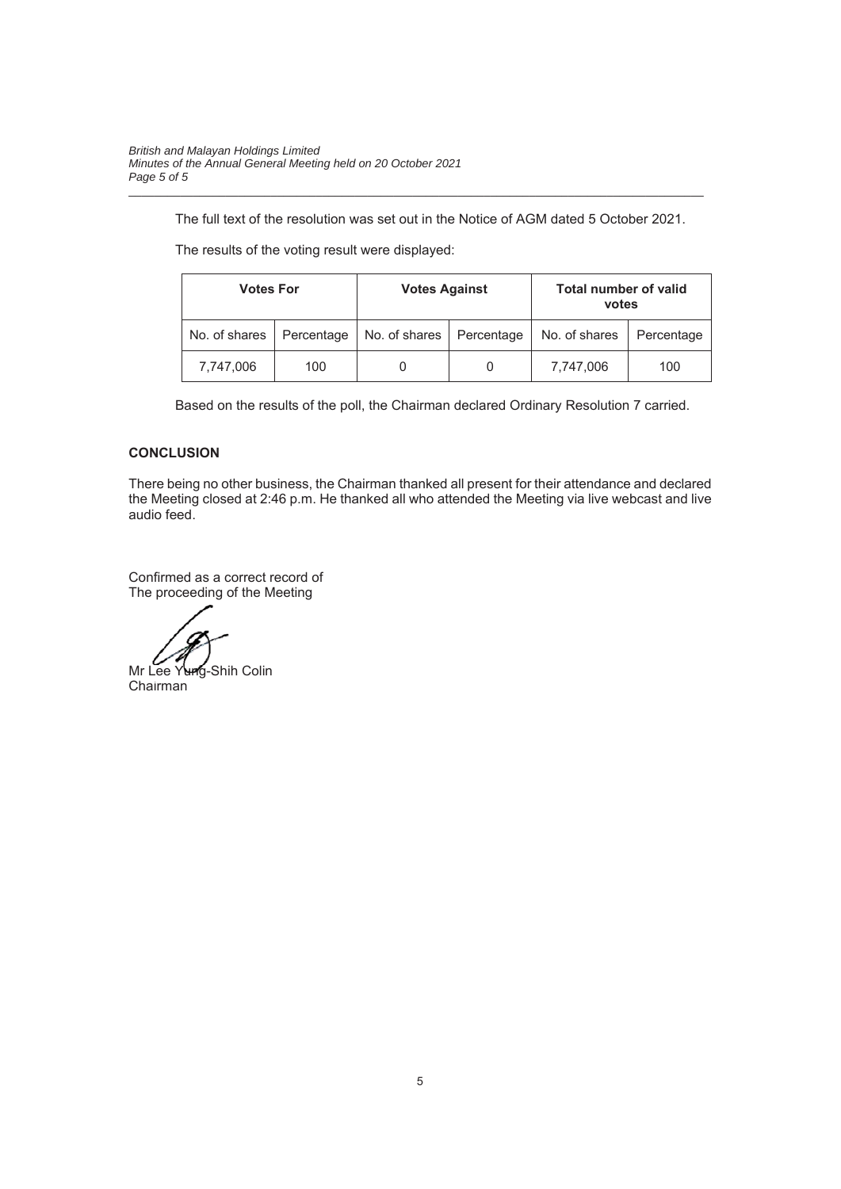The full text of the resolution was set out in the Notice of AGM dated 5 October 2021.

The results of the voting result were displayed:

| **Votes For** | | **Votes Against** | | **Total number of valid votes** | |
|---|---|---|---|---|---|
| No. of shares | Percentage | No. of shares | Percentage | No. of shares | Percentage |
| 7,747,006 | 100 | 0 | 0 | 7,747,006 | 100 |

Based on the results of the poll, the Chairman declared Ordinary Resolution 7 carried.

**CONCLUSION**

There being no other business, the Chairman thanked all present for their attendance and declared the Meeting closed at 2:46 p.m. He thanked all who attended the Meeting via live webcast and live audio feed.

Confirmed as a correct record of
The proceeding of the Meeting

Mr Lee Yung-Shih Colin
Chairman